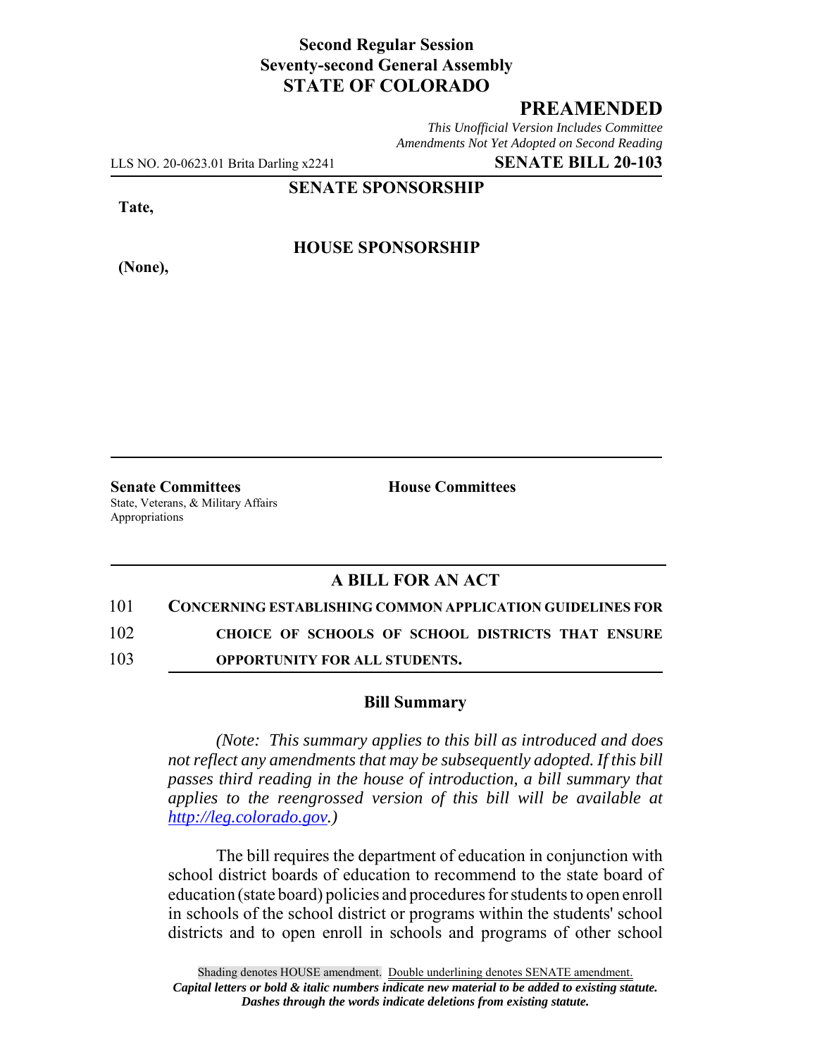**Second Regular Session**
**Seventy-second General Assembly**
**STATE OF COLORADO**

# PREAMENDED

*This Unofficial Version Includes Committee Amendments Not Yet Adopted on Second Reading*

LLS NO. 20-0623.01 Brita Darling x2241 **SENATE BILL 20-103**

**SENATE SPONSORSHIP**

**Tate,**

**HOUSE SPONSORSHIP**

**(None),**

**Senate Committees**
State, Veterans, & Military Affairs
Appropriations

**House Committees**

## A BILL FOR AN ACT

101 **CONCERNING ESTABLISHING COMMON APPLICATION GUIDELINES FOR**
102 **CHOICE OF SCHOOLS OF SCHOOL DISTRICTS THAT ENSURE**
103 **OPPORTUNITY FOR ALL STUDENTS.**

### Bill Summary

*(Note: This summary applies to this bill as introduced and does not reflect any amendments that may be subsequently adopted. If this bill passes third reading in the house of introduction, a bill summary that applies to the reengrossed version of this bill will be available at http://leg.colorado.gov.)*

The bill requires the department of education in conjunction with school district boards of education to recommend to the state board of education (state board) policies and procedures for students to open enroll in schools of the school district or programs within the students' school districts and to open enroll in schools and programs of other school

Shading denotes HOUSE amendment. Double underlining denotes SENATE amendment.
*Capital letters or bold & italic numbers indicate new material to be added to existing statute.*
*Dashes through the words indicate deletions from existing statute.*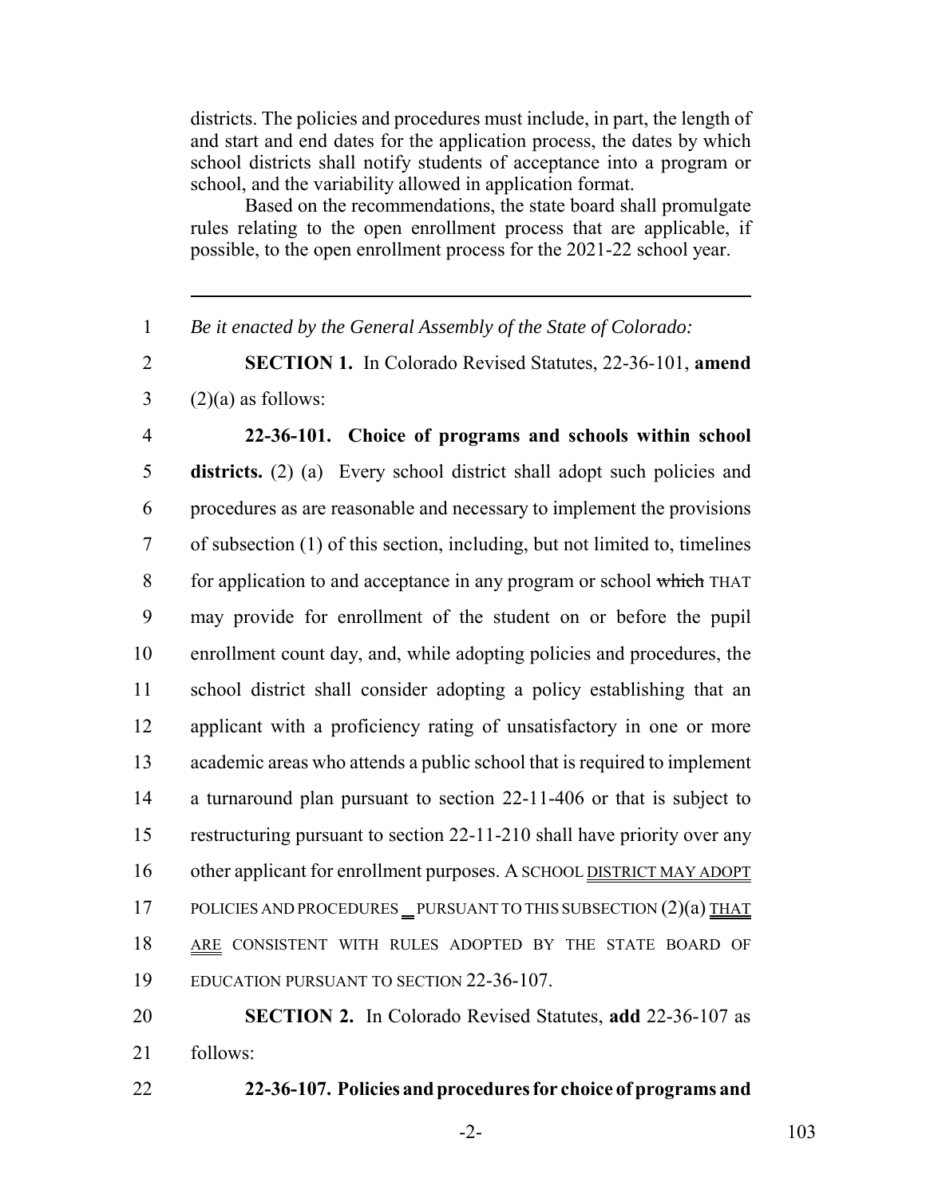districts. The policies and procedures must include, in part, the length of and start and end dates for the application process, the dates by which school districts shall notify students of acceptance into a program or school, and the variability allowed in application format.

Based on the recommendations, the state board shall promulgate rules relating to the open enrollment process that are applicable, if possible, to the open enrollment process for the 2021-22 school year.

---

1 *Be it enacted by the General Assembly of the State of Colorado:*

2 **SECTION 1.** In Colorado Revised Statutes, 22-36-101, **amend**
3 (2)(a) as follows:

4 **22-36-101. Choice of programs and schools within school**
5 **districts.** (2) (a) Every school district shall adopt such policies and
6 procedures as are reasonable and necessary to implement the provisions
7 of subsection (1) of this section, including, but not limited to, timelines
8 for application to and acceptance in any program or school ~~which~~ THAT
9 may provide for enrollment of the student on or before the pupil
10 enrollment count day, and, while adopting policies and procedures, the
11 school district shall consider adopting a policy establishing that an
12 applicant with a proficiency rating of unsatisfactory in one or more
13 academic areas who attends a public school that is required to implement
14 a turnaround plan pursuant to section 22-11-406 or that is subject to
15 restructuring pursuant to section 22-11-210 shall have priority over any
16 other applicant for enrollment purposes. A SCHOOL DISTRICT MAY ADOPT
17 POLICIES AND PROCEDURES PURSUANT TO THIS SUBSECTION (2)(a) THAT
18 ARE CONSISTENT WITH RULES ADOPTED BY THE STATE BOARD OF
19 EDUCATION PURSUANT TO SECTION 22-36-107.

20 **SECTION 2.** In Colorado Revised Statutes, **add** 22-36-107 as
21 follows:

22 **22-36-107. Policies and procedures for choice of programs and**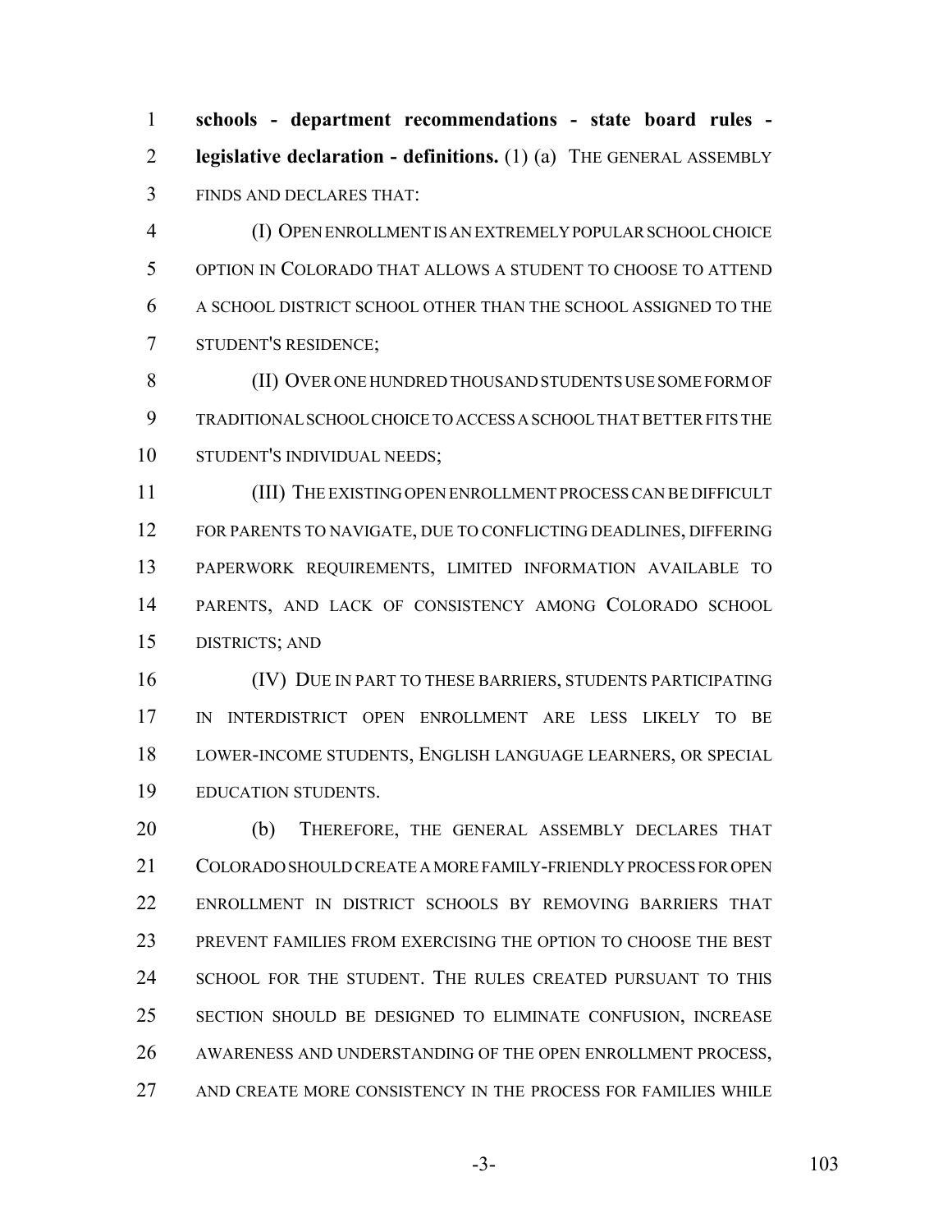**schools - department recommendations - state board rules - legislative declaration - definitions.** (1) (a) THE GENERAL ASSEMBLY FINDS AND DECLARES THAT:

(I) OPEN ENROLLMENT IS AN EXTREMELY POPULAR SCHOOL CHOICE OPTION IN COLORADO THAT ALLOWS A STUDENT TO CHOOSE TO ATTEND A SCHOOL DISTRICT SCHOOL OTHER THAN THE SCHOOL ASSIGNED TO THE STUDENT'S RESIDENCE;

(II) OVER ONE HUNDRED THOUSAND STUDENTS USE SOME FORM OF TRADITIONAL SCHOOL CHOICE TO ACCESS A SCHOOL THAT BETTER FITS THE STUDENT'S INDIVIDUAL NEEDS;

(III) THE EXISTING OPEN ENROLLMENT PROCESS CAN BE DIFFICULT FOR PARENTS TO NAVIGATE, DUE TO CONFLICTING DEADLINES, DIFFERING PAPERWORK REQUIREMENTS, LIMITED INFORMATION AVAILABLE TO PARENTS, AND LACK OF CONSISTENCY AMONG COLORADO SCHOOL DISTRICTS; AND

(IV) DUE IN PART TO THESE BARRIERS, STUDENTS PARTICIPATING IN INTERDISTRICT OPEN ENROLLMENT ARE LESS LIKELY TO BE LOWER-INCOME STUDENTS, ENGLISH LANGUAGE LEARNERS, OR SPECIAL EDUCATION STUDENTS.

(b) THEREFORE, THE GENERAL ASSEMBLY DECLARES THAT COLORADO SHOULD CREATE A MORE FAMILY-FRIENDLY PROCESS FOR OPEN ENROLLMENT IN DISTRICT SCHOOLS BY REMOVING BARRIERS THAT PREVENT FAMILIES FROM EXERCISING THE OPTION TO CHOOSE THE BEST SCHOOL FOR THE STUDENT. THE RULES CREATED PURSUANT TO THIS SECTION SHOULD BE DESIGNED TO ELIMINATE CONFUSION, INCREASE AWARENESS AND UNDERSTANDING OF THE OPEN ENROLLMENT PROCESS, AND CREATE MORE CONSISTENCY IN THE PROCESS FOR FAMILIES WHILE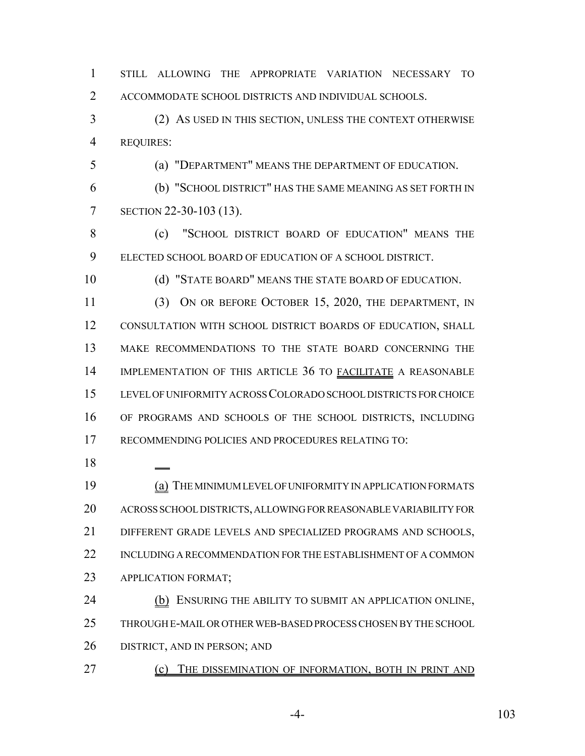STILL ALLOWING THE APPROPRIATE VARIATION NECESSARY TO ACCOMMODATE SCHOOL DISTRICTS AND INDIVIDUAL SCHOOLS.

(2) AS USED IN THIS SECTION, UNLESS THE CONTEXT OTHERWISE REQUIRES:

(a) "DEPARTMENT" MEANS THE DEPARTMENT OF EDUCATION.

(b) "SCHOOL DISTRICT" HAS THE SAME MEANING AS SET FORTH IN SECTION 22-30-103 (13).

(c) "SCHOOL DISTRICT BOARD OF EDUCATION" MEANS THE ELECTED SCHOOL BOARD OF EDUCATION OF A SCHOOL DISTRICT.

(d) "STATE BOARD" MEANS THE STATE BOARD OF EDUCATION.

(3) ON OR BEFORE OCTOBER 15, 2020, THE DEPARTMENT, IN CONSULTATION WITH SCHOOL DISTRICT BOARDS OF EDUCATION, SHALL MAKE RECOMMENDATIONS TO THE STATE BOARD CONCERNING THE IMPLEMENTATION OF THIS ARTICLE 36 TO FACILITATE A REASONABLE LEVEL OF UNIFORMITY ACROSS COLORADO SCHOOL DISTRICTS FOR CHOICE OF PROGRAMS AND SCHOOLS OF THE SCHOOL DISTRICTS, INCLUDING RECOMMENDING POLICIES AND PROCEDURES RELATING TO:

(a) THE MINIMUM LEVEL OF UNIFORMITY IN APPLICATION FORMATS ACROSS SCHOOL DISTRICTS, ALLOWING FOR REASONABLE VARIABILITY FOR DIFFERENT GRADE LEVELS AND SPECIALIZED PROGRAMS AND SCHOOLS, INCLUDING A RECOMMENDATION FOR THE ESTABLISHMENT OF A COMMON APPLICATION FORMAT;

(b) ENSURING THE ABILITY TO SUBMIT AN APPLICATION ONLINE, THROUGH E-MAIL OR OTHER WEB-BASED PROCESS CHOSEN BY THE SCHOOL DISTRICT, AND IN PERSON; AND

(c) THE DISSEMINATION OF INFORMATION, BOTH IN PRINT AND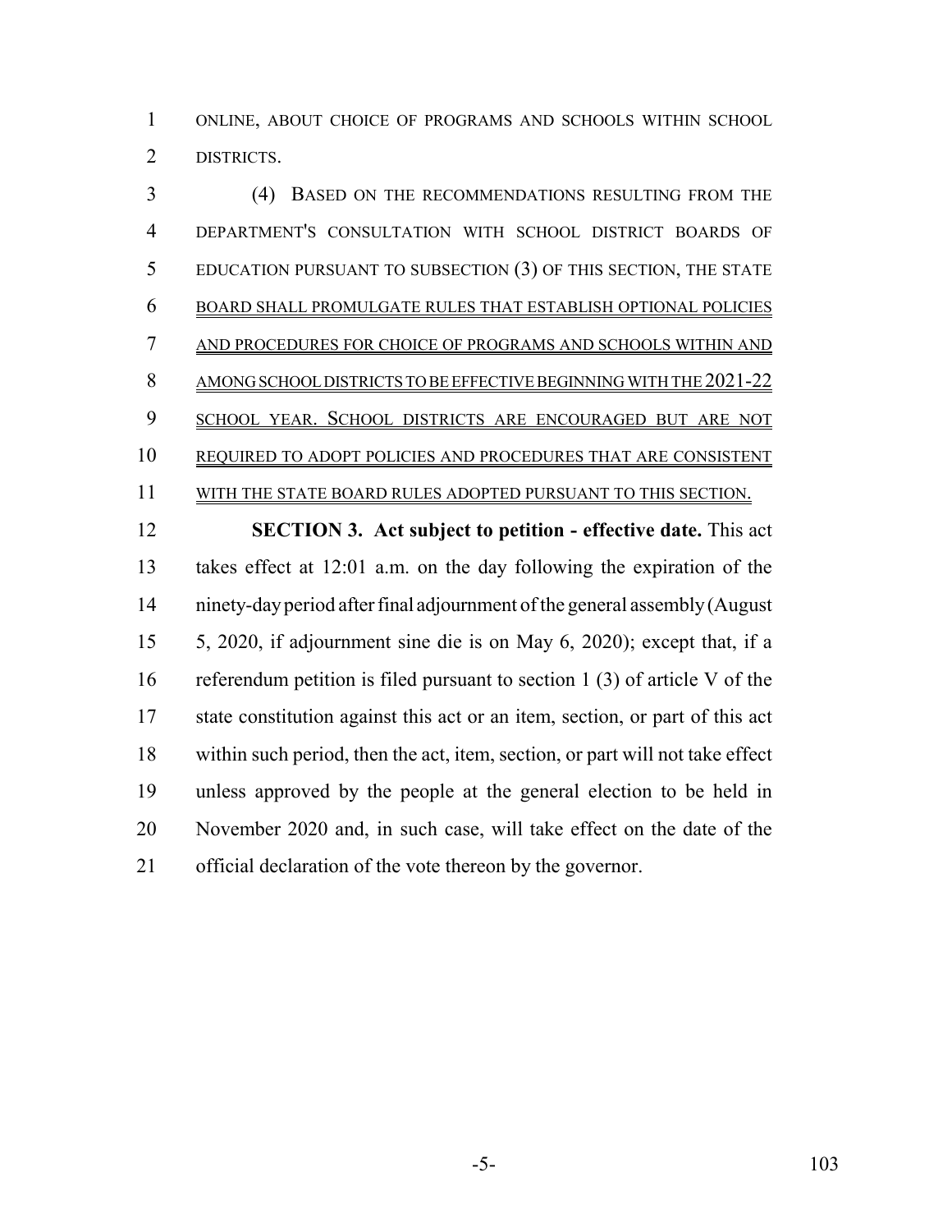ONLINE, ABOUT CHOICE OF PROGRAMS AND SCHOOLS WITHIN SCHOOL DISTRICTS.

(4) BASED ON THE RECOMMENDATIONS RESULTING FROM THE DEPARTMENT'S CONSULTATION WITH SCHOOL DISTRICT BOARDS OF EDUCATION PURSUANT TO SUBSECTION (3) OF THIS SECTION, THE STATE BOARD SHALL PROMULGATE RULES THAT ESTABLISH OPTIONAL POLICIES AND PROCEDURES FOR CHOICE OF PROGRAMS AND SCHOOLS WITHIN AND AMONG SCHOOL DISTRICTS TO BE EFFECTIVE BEGINNING WITH THE 2021-22 SCHOOL YEAR. SCHOOL DISTRICTS ARE ENCOURAGED BUT ARE NOT REQUIRED TO ADOPT POLICIES AND PROCEDURES THAT ARE CONSISTENT WITH THE STATE BOARD RULES ADOPTED PURSUANT TO THIS SECTION.

**SECTION 3. Act subject to petition - effective date.** This act takes effect at 12:01 a.m. on the day following the expiration of the ninety-day period after final adjournment of the general assembly (August 5, 2020, if adjournment sine die is on May 6, 2020); except that, if a referendum petition is filed pursuant to section 1 (3) of article V of the state constitution against this act or an item, section, or part of this act within such period, then the act, item, section, or part will not take effect unless approved by the people at the general election to be held in November 2020 and, in such case, will take effect on the date of the official declaration of the vote thereon by the governor.